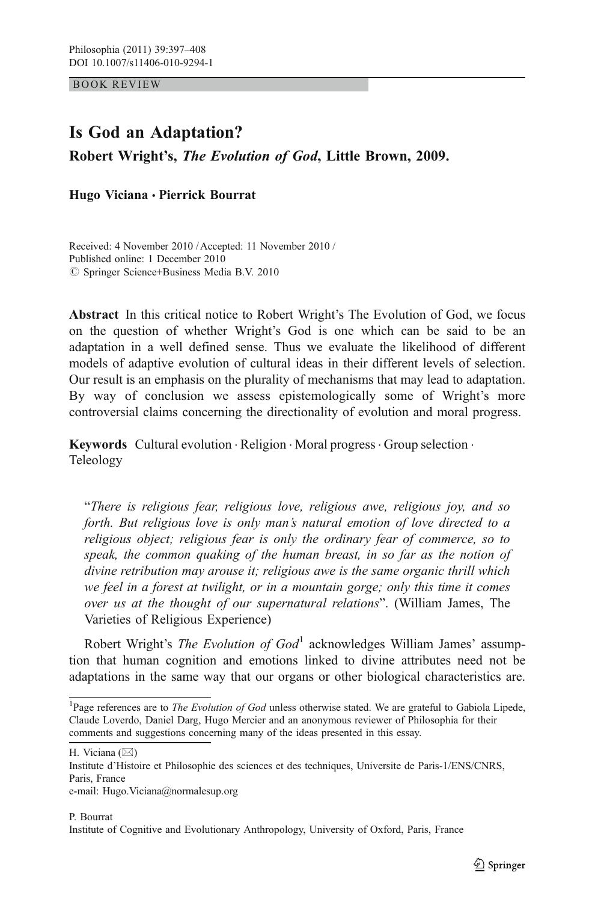BOOK REVIEW

# Is God an Adaptation?

## Robert Wright's, *The Evolution of God*, Little Brown, 2009.

**Hugo Viciana · Pierrick Bourrat**

Received: 4 November 2010 / Accepted: 11 November 2010 /
Published online: 1 December 2010
© Springer Science+Business Media B.V. 2010

**Abstract** In this critical notice to Robert Wright's The Evolution of God, we focus on the question of whether Wright's God is one which can be said to be an adaptation in a well defined sense. Thus we evaluate the likelihood of different models of adaptive evolution of cultural ideas in their different levels of selection. Our result is an emphasis on the plurality of mechanisms that may lead to adaptation. By way of conclusion we assess epistemologically some of Wright's more controversial claims concerning the directionality of evolution and moral progress.

**Keywords** Cultural evolution · Religion · Moral progress · Group selection · Teleology

"*There is religious fear, religious love, religious awe, religious joy, and so forth. But religious love is only man's natural emotion of love directed to a religious object; religious fear is only the ordinary fear of commerce, so to speak, the common quaking of the human breast, in so far as the notion of divine retribution may arouse it; religious awe is the same organic thrill which we feel in a forest at twilight, or in a mountain gorge; only this time it comes over us at the thought of our supernatural relations*". (William James, The Varieties of Religious Experience)

Robert Wright's *The Evolution of God*[1] acknowledges William James' assumption that human cognition and emotions linked to divine attributes need not be adaptations in the same way that our organs or other biological characteristics are.

[1]Page references are to *The Evolution of God* unless otherwise stated. We are grateful to Gabiola Lipede, Claude Loverdo, Daniel Darg, Hugo Mercier and an anonymous reviewer of Philosophia for their comments and suggestions concerning many of the ideas presented in this essay.

H. Viciana (✉)
Institute d'Histoire et Philosophie des sciences et des techniques, Universite de Paris-1/ENS/CNRS, Paris, France
e-mail: Hugo.Viciana@normalesup.org

P. Bourrat
Institute of Cognitive and Evolutionary Anthropology, University of Oxford, Paris, France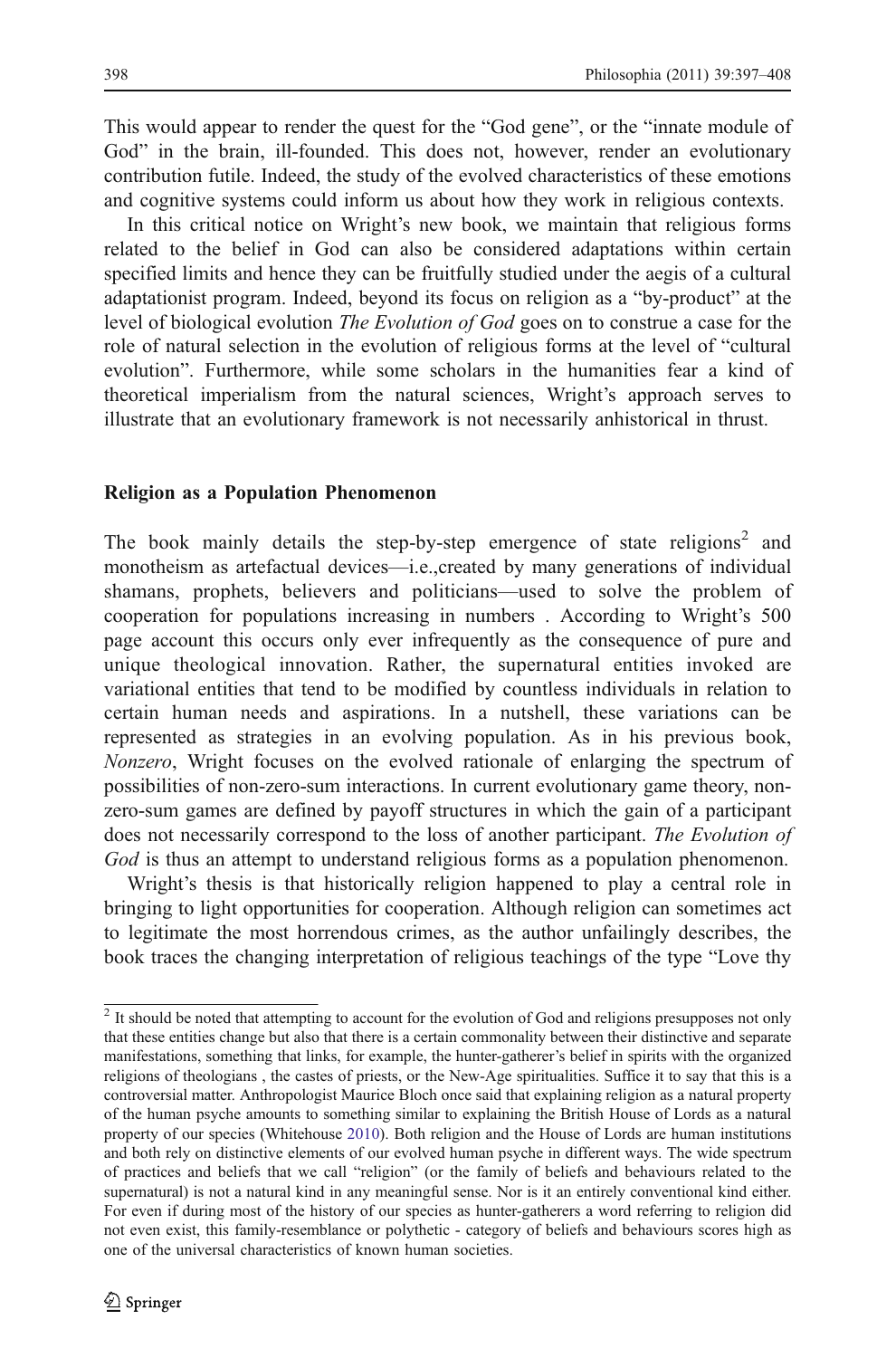This would appear to render the quest for the "God gene", or the "innate module of God" in the brain, ill-founded. This does not, however, render an evolutionary contribution futile. Indeed, the study of the evolved characteristics of these emotions and cognitive systems could inform us about how they work in religious contexts.

In this critical notice on Wright's new book, we maintain that religious forms related to the belief in God can also be considered adaptations within certain specified limits and hence they can be fruitfully studied under the aegis of a cultural adaptationist program. Indeed, beyond its focus on religion as a "by-product" at the level of biological evolution *The Evolution of God* goes on to construe a case for the role of natural selection in the evolution of religious forms at the level of "cultural evolution". Furthermore, while some scholars in the humanities fear a kind of theoretical imperialism from the natural sciences, Wright's approach serves to illustrate that an evolutionary framework is not necessarily anhistorical in thrust.

## Religion as a Population Phenomenon

The book mainly details the step-by-step emergence of state religions[2] and monotheism as artefactual devices—i.e.,created by many generations of individual shamans, prophets, believers and politicians—used to solve the problem of cooperation for populations increasing in numbers . According to Wright's 500 page account this occurs only ever infrequently as the consequence of pure and unique theological innovation. Rather, the supernatural entities invoked are variational entities that tend to be modified by countless individuals in relation to certain human needs and aspirations. In a nutshell, these variations can be represented as strategies in an evolving population. As in his previous book, *Nonzero*, Wright focuses on the evolved rationale of enlarging the spectrum of possibilities of non-zero-sum interactions. In current evolutionary game theory, non-zero-sum games are defined by payoff structures in which the gain of a participant does not necessarily correspond to the loss of another participant. *The Evolution of God* is thus an attempt to understand religious forms as a population phenomenon.

Wright's thesis is that historically religion happened to play a central role in bringing to light opportunities for cooperation. Although religion can sometimes act to legitimate the most horrendous crimes, as the author unfailingly describes, the book traces the changing interpretation of religious teachings of the type "Love thy

[2] It should be noted that attempting to account for the evolution of God and religions presupposes not only that these entities change but also that there is a certain commonality between their distinctive and separate manifestations, something that links, for example, the hunter-gatherer's belief in spirits with the organized religions of theologians , the castes of priests, or the New-Age spiritualities. Suffice it to say that this is a controversial matter. Anthropologist Maurice Bloch once said that explaining religion as a natural property of the human psyche amounts to something similar to explaining the British House of Lords as a natural property of our species (Whitehouse 2010). Both religion and the House of Lords are human institutions and both rely on distinctive elements of our evolved human psyche in different ways. The wide spectrum of practices and beliefs that we call "religion" (or the family of beliefs and behaviours related to the supernatural) is not a natural kind in any meaningful sense. Nor is it an entirely conventional kind either. For even if during most of the history of our species as hunter-gatherers a word referring to religion did not even exist, this family-resemblance or polythetic - category of beliefs and behaviours scores high as one of the universal characteristics of known human societies.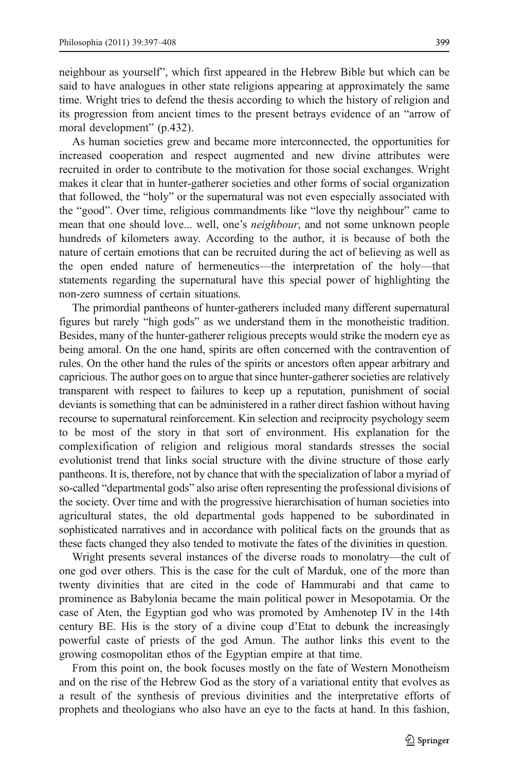neighbour as yourself", which first appeared in the Hebrew Bible but which can be said to have analogues in other state religions appearing at approximately the same time. Wright tries to defend the thesis according to which the history of religion and its progression from ancient times to the present betrays evidence of an "arrow of moral development" (p.432).

As human societies grew and became more interconnected, the opportunities for increased cooperation and respect augmented and new divine attributes were recruited in order to contribute to the motivation for those social exchanges. Wright makes it clear that in hunter-gatherer societies and other forms of social organization that followed, the "holy" or the supernatural was not even especially associated with the "good". Over time, religious commandments like "love thy neighbour" came to mean that one should love... well, one's *neighbour*, and not some unknown people hundreds of kilometers away. According to the author, it is because of both the nature of certain emotions that can be recruited during the act of believing as well as the open ended nature of hermeneutics—the interpretation of the holy—that statements regarding the supernatural have this special power of highlighting the non-zero sumness of certain situations.

The primordial pantheons of hunter-gatherers included many different supernatural figures but rarely "high gods" as we understand them in the monotheistic tradition. Besides, many of the hunter-gatherer religious precepts would strike the modern eye as being amoral. On the one hand, spirits are often concerned with the contravention of rules. On the other hand the rules of the spirits or ancestors often appear arbitrary and capricious. The author goes on to argue that since hunter-gatherer societies are relatively transparent with respect to failures to keep up a reputation, punishment of social deviants is something that can be administered in a rather direct fashion without having recourse to supernatural reinforcement. Kin selection and reciprocity psychology seem to be most of the story in that sort of environment. His explanation for the complexification of religion and religious moral standards stresses the social evolutionist trend that links social structure with the divine structure of those early pantheons. It is, therefore, not by chance that with the specialization of labor a myriad of so-called "departmental gods" also arise often representing the professional divisions of the society. Over time and with the progressive hierarchisation of human societies into agricultural states, the old departmental gods happened to be subordinated in sophisticated narratives and in accordance with political facts on the grounds that as these facts changed they also tended to motivate the fates of the divinities in question.

Wright presents several instances of the diverse roads to monolatry—the cult of one god over others. This is the case for the cult of Marduk, one of the more than twenty divinities that are cited in the code of Hammurabi and that came to prominence as Babylonia became the main political power in Mesopotamia. Or the case of Aten, the Egyptian god who was promoted by Amhenotep IV in the 14th century BE. His is the story of a divine coup d'Etat to debunk the increasingly powerful caste of priests of the god Amun. The author links this event to the growing cosmopolitan ethos of the Egyptian empire at that time.

From this point on, the book focuses mostly on the fate of Western Monotheism and on the rise of the Hebrew God as the story of a variational entity that evolves as a result of the synthesis of previous divinities and the interpretative efforts of prophets and theologians who also have an eye to the facts at hand. In this fashion,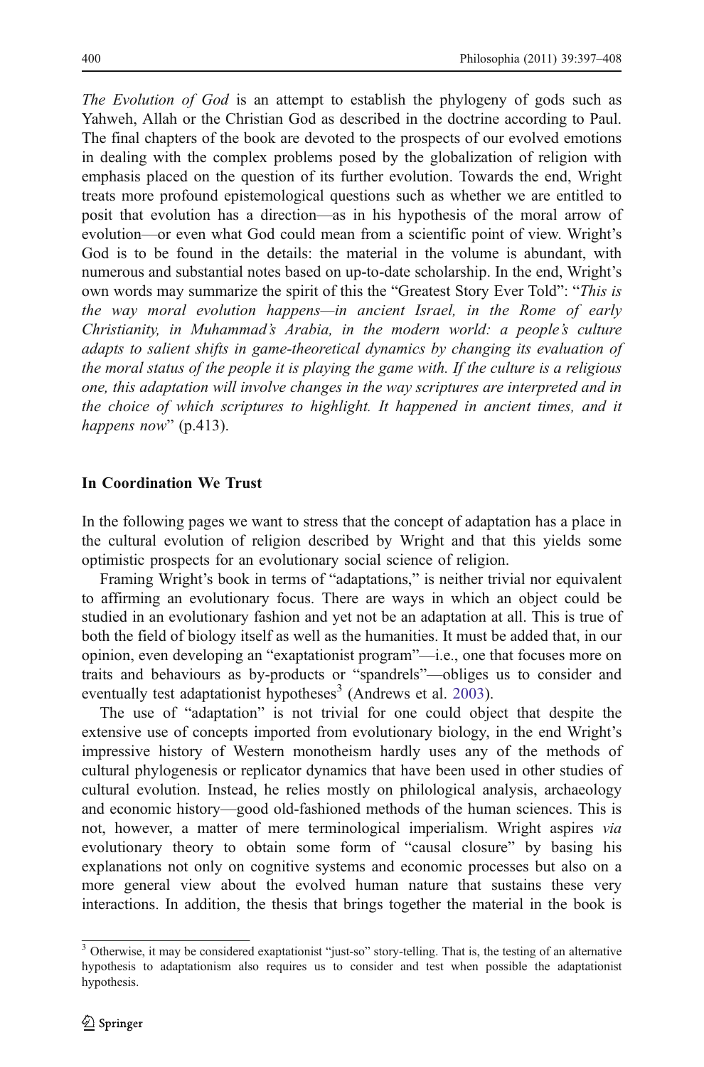*The Evolution of God* is an attempt to establish the phylogeny of gods such as Yahweh, Allah or the Christian God as described in the doctrine according to Paul. The final chapters of the book are devoted to the prospects of our evolved emotions in dealing with the complex problems posed by the globalization of religion with emphasis placed on the question of its further evolution. Towards the end, Wright treats more profound epistemological questions such as whether we are entitled to posit that evolution has a direction—as in his hypothesis of the moral arrow of evolution—or even what God could mean from a scientific point of view. Wright's God is to be found in the details: the material in the volume is abundant, with numerous and substantial notes based on up-to-date scholarship. In the end, Wright's own words may summarize the spirit of this the "Greatest Story Ever Told": "*This is the way moral evolution happens—in ancient Israel, in the Rome of early Christianity, in Muhammad's Arabia, in the modern world: a people's culture adapts to salient shifts in game-theoretical dynamics by changing its evaluation of the moral status of the people it is playing the game with. If the culture is a religious one, this adaptation will involve changes in the way scriptures are interpreted and in the choice of which scriptures to highlight. It happened in ancient times, and it happens now*" (p.413).

## In Coordination We Trust

In the following pages we want to stress that the concept of adaptation has a place in the cultural evolution of religion described by Wright and that this yields some optimistic prospects for an evolutionary social science of religion.

Framing Wright's book in terms of "adaptations," is neither trivial nor equivalent to affirming an evolutionary focus. There are ways in which an object could be studied in an evolutionary fashion and yet not be an adaptation at all. This is true of both the field of biology itself as well as the humanities. It must be added that, in our opinion, even developing an "exaptationist program"—i.e., one that focuses more on traits and behaviours as by-products or "spandrels"—obliges us to consider and eventually test adaptationist hypotheses[3] (Andrews et al. 2003).

The use of "adaptation" is not trivial for one could object that despite the extensive use of concepts imported from evolutionary biology, in the end Wright's impressive history of Western monotheism hardly uses any of the methods of cultural phylogenesis or replicator dynamics that have been used in other studies of cultural evolution. Instead, he relies mostly on philological analysis, archaeology and economic history—good old-fashioned methods of the human sciences. This is not, however, a matter of mere terminological imperialism. Wright aspires *via* evolutionary theory to obtain some form of "causal closure" by basing his explanations not only on cognitive systems and economic processes but also on a more general view about the evolved human nature that sustains these very interactions. In addition, the thesis that brings together the material in the book is

[3] Otherwise, it may be considered exaptationist "just-so" story-telling. That is, the testing of an alternative hypothesis to adaptationism also requires us to consider and test when possible the adaptationist hypothesis.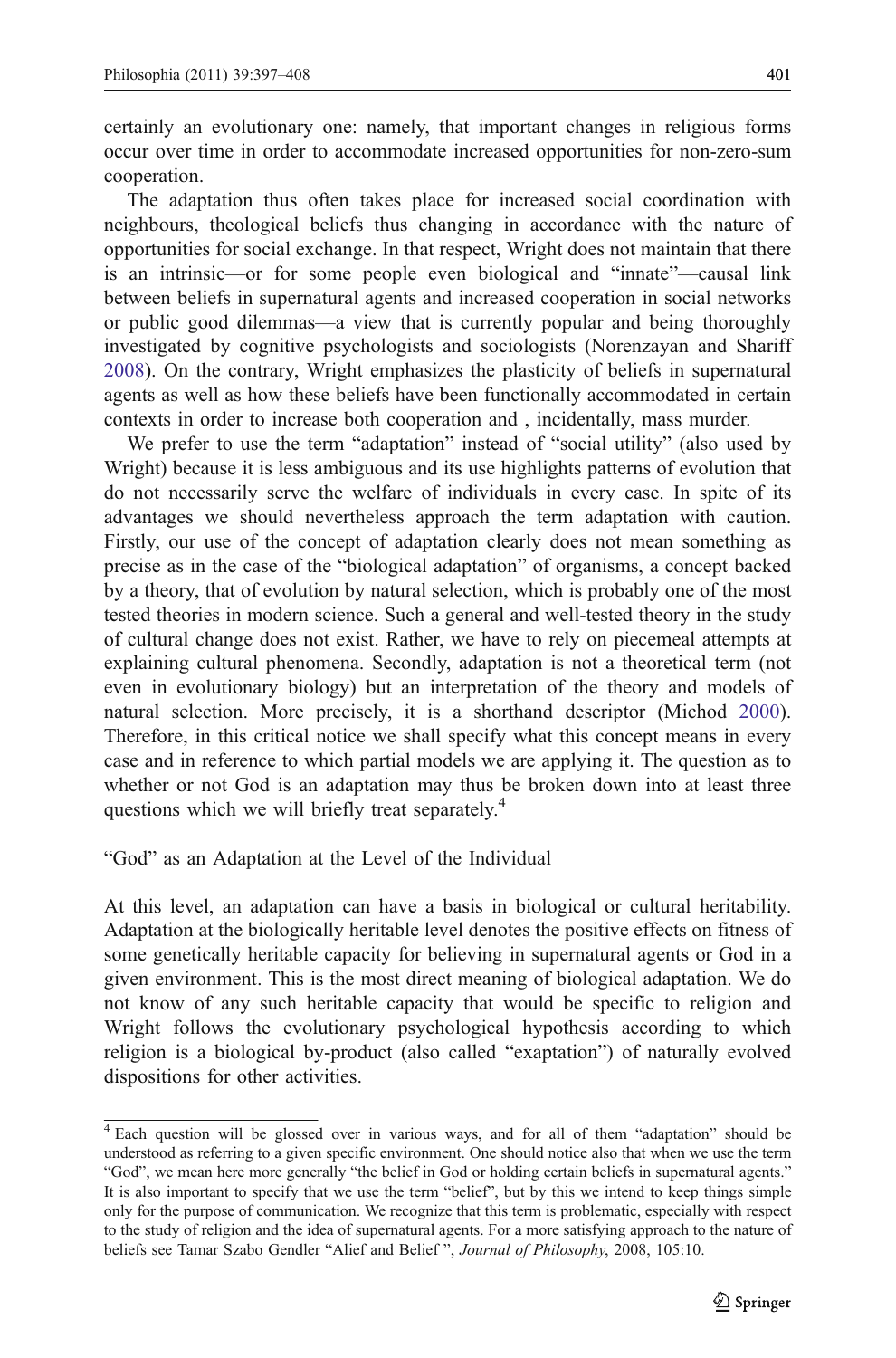certainly an evolutionary one: namely, that important changes in religious forms occur over time in order to accommodate increased opportunities for non-zero-sum cooperation.

The adaptation thus often takes place for increased social coordination with neighbours, theological beliefs thus changing in accordance with the nature of opportunities for social exchange. In that respect, Wright does not maintain that there is an intrinsic—or for some people even biological and "innate"—causal link between beliefs in supernatural agents and increased cooperation in social networks or public good dilemmas—a view that is currently popular and being thoroughly investigated by cognitive psychologists and sociologists (Norenzayan and Shariff 2008). On the contrary, Wright emphasizes the plasticity of beliefs in supernatural agents as well as how these beliefs have been functionally accommodated in certain contexts in order to increase both cooperation and , incidentally, mass murder.

We prefer to use the term "adaptation" instead of "social utility" (also used by Wright) because it is less ambiguous and its use highlights patterns of evolution that do not necessarily serve the welfare of individuals in every case. In spite of its advantages we should nevertheless approach the term adaptation with caution. Firstly, our use of the concept of adaptation clearly does not mean something as precise as in the case of the "biological adaptation" of organisms, a concept backed by a theory, that of evolution by natural selection, which is probably one of the most tested theories in modern science. Such a general and well-tested theory in the study of cultural change does not exist. Rather, we have to rely on piecemeal attempts at explaining cultural phenomena. Secondly, adaptation is not a theoretical term (not even in evolutionary biology) but an interpretation of the theory and models of natural selection. More precisely, it is a shorthand descriptor (Michod 2000). Therefore, in this critical notice we shall specify what this concept means in every case and in reference to which partial models we are applying it. The question as to whether or not God is an adaptation may thus be broken down into at least three questions which we will briefly treat separately.[4]

## "God" as an Adaptation at the Level of the Individual

At this level, an adaptation can have a basis in biological or cultural heritability. Adaptation at the biologically heritable level denotes the positive effects on fitness of some genetically heritable capacity for believing in supernatural agents or God in a given environment. This is the most direct meaning of biological adaptation. We do not know of any such heritable capacity that would be specific to religion and Wright follows the evolutionary psychological hypothesis according to which religion is a biological by-product (also called "exaptation") of naturally evolved dispositions for other activities.

[4] Each question will be glossed over in various ways, and for all of them "adaptation" should be understood as referring to a given specific environment. One should notice also that when we use the term "God", we mean here more generally "the belief in God or holding certain beliefs in supernatural agents." It is also important to specify that we use the term "belief", but by this we intend to keep things simple only for the purpose of communication. We recognize that this term is problematic, especially with respect to the study of religion and the idea of supernatural agents. For a more satisfying approach to the nature of beliefs see Tamar Szabo Gendler "Alief and Belief ", *Journal of Philosophy*, 2008, 105:10.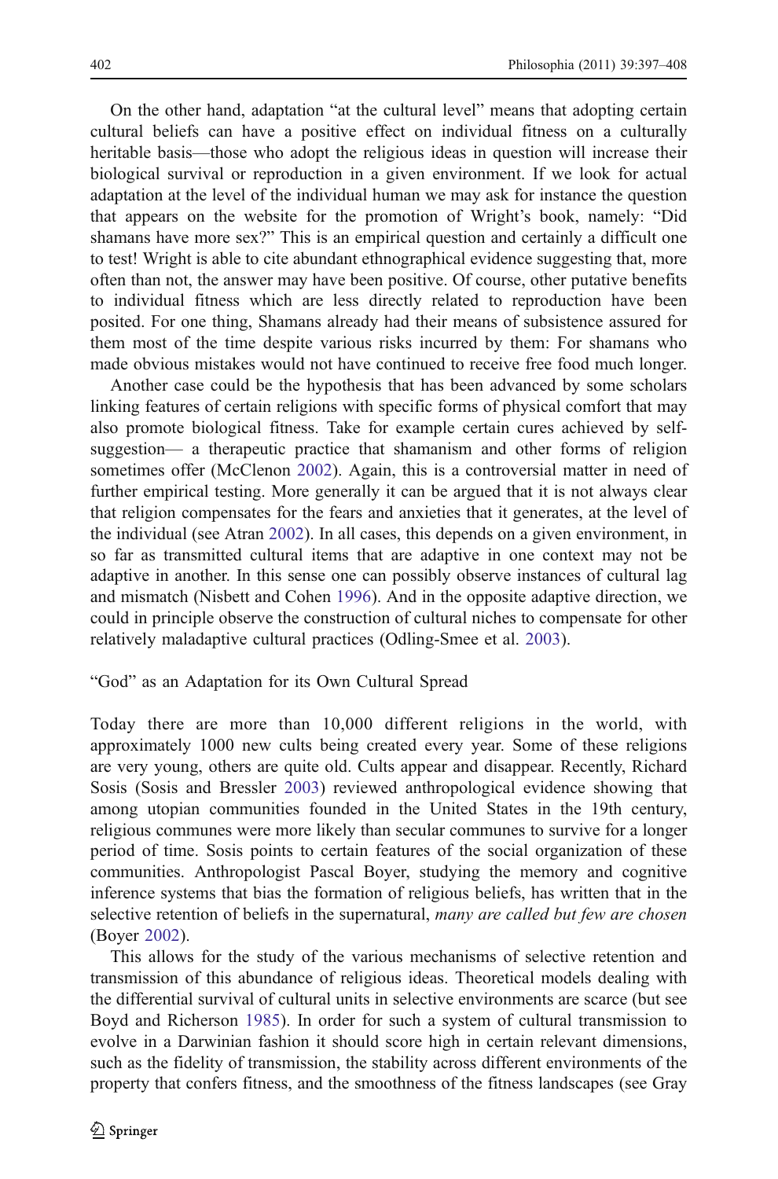On the other hand, adaptation "at the cultural level" means that adopting certain cultural beliefs can have a positive effect on individual fitness on a culturally heritable basis—those who adopt the religious ideas in question will increase their biological survival or reproduction in a given environment. If we look for actual adaptation at the level of the individual human we may ask for instance the question that appears on the website for the promotion of Wright's book, namely: "Did shamans have more sex?" This is an empirical question and certainly a difficult one to test! Wright is able to cite abundant ethnographical evidence suggesting that, more often than not, the answer may have been positive. Of course, other putative benefits to individual fitness which are less directly related to reproduction have been posited. For one thing, Shamans already had their means of subsistence assured for them most of the time despite various risks incurred by them: For shamans who made obvious mistakes would not have continued to receive free food much longer.

Another case could be the hypothesis that has been advanced by some scholars linking features of certain religions with specific forms of physical comfort that may also promote biological fitness. Take for example certain cures achieved by self-suggestion— a therapeutic practice that shamanism and other forms of religion sometimes offer (McClenon 2002). Again, this is a controversial matter in need of further empirical testing. More generally it can be argued that it is not always clear that religion compensates for the fears and anxieties that it generates, at the level of the individual (see Atran 2002). In all cases, this depends on a given environment, in so far as transmitted cultural items that are adaptive in one context may not be adaptive in another. In this sense one can possibly observe instances of cultural lag and mismatch (Nisbett and Cohen 1996). And in the opposite adaptive direction, we could in principle observe the construction of cultural niches to compensate for other relatively maladaptive cultural practices (Odling-Smee et al. 2003).

## "God" as an Adaptation for its Own Cultural Spread

Today there are more than 10,000 different religions in the world, with approximately 1000 new cults being created every year. Some of these religions are very young, others are quite old. Cults appear and disappear. Recently, Richard Sosis (Sosis and Bressler 2003) reviewed anthropological evidence showing that among utopian communities founded in the United States in the 19th century, religious communes were more likely than secular communes to survive for a longer period of time. Sosis points to certain features of the social organization of these communities. Anthropologist Pascal Boyer, studying the memory and cognitive inference systems that bias the formation of religious beliefs, has written that in the selective retention of beliefs in the supernatural, *many are called but few are chosen* (Boyer 2002).

This allows for the study of the various mechanisms of selective retention and transmission of this abundance of religious ideas. Theoretical models dealing with the differential survival of cultural units in selective environments are scarce (but see Boyd and Richerson 1985). In order for such a system of cultural transmission to evolve in a Darwinian fashion it should score high in certain relevant dimensions, such as the fidelity of transmission, the stability across different environments of the property that confers fitness, and the smoothness of the fitness landscapes (see Gray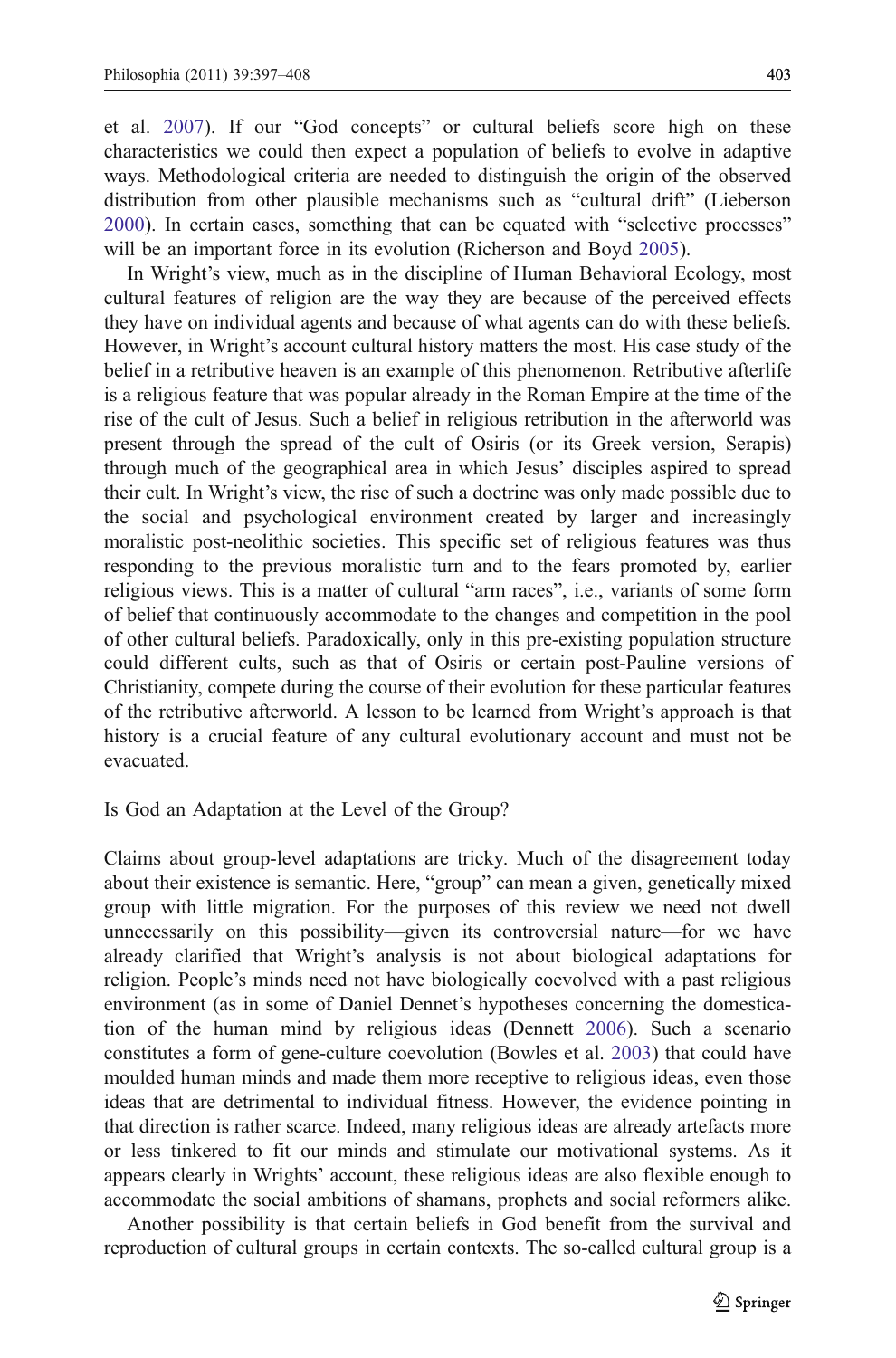et al. 2007). If our "God concepts" or cultural beliefs score high on these characteristics we could then expect a population of beliefs to evolve in adaptive ways. Methodological criteria are needed to distinguish the origin of the observed distribution from other plausible mechanisms such as "cultural drift" (Lieberson 2000). In certain cases, something that can be equated with "selective processes" will be an important force in its evolution (Richerson and Boyd 2005).

In Wright's view, much as in the discipline of Human Behavioral Ecology, most cultural features of religion are the way they are because of the perceived effects they have on individual agents and because of what agents can do with these beliefs. However, in Wright's account cultural history matters the most. His case study of the belief in a retributive heaven is an example of this phenomenon. Retributive afterlife is a religious feature that was popular already in the Roman Empire at the time of the rise of the cult of Jesus. Such a belief in religious retribution in the afterworld was present through the spread of the cult of Osiris (or its Greek version, Serapis) through much of the geographical area in which Jesus' disciples aspired to spread their cult. In Wright's view, the rise of such a doctrine was only made possible due to the social and psychological environment created by larger and increasingly moralistic post-neolithic societies. This specific set of religious features was thus responding to the previous moralistic turn and to the fears promoted by, earlier religious views. This is a matter of cultural "arm races", i.e., variants of some form of belief that continuously accommodate to the changes and competition in the pool of other cultural beliefs. Paradoxically, only in this pre-existing population structure could different cults, such as that of Osiris or certain post-Pauline versions of Christianity, compete during the course of their evolution for these particular features of the retributive afterworld. A lesson to be learned from Wright's approach is that history is a crucial feature of any cultural evolutionary account and must not be evacuated.

## Is God an Adaptation at the Level of the Group?

Claims about group-level adaptations are tricky. Much of the disagreement today about their existence is semantic. Here, "group" can mean a given, genetically mixed group with little migration. For the purposes of this review we need not dwell unnecessarily on this possibility—given its controversial nature—for we have already clarified that Wright's analysis is not about biological adaptations for religion. People's minds need not have biologically coevolved with a past religious environment (as in some of Daniel Dennet's hypotheses concerning the domestication of the human mind by religious ideas (Dennett 2006). Such a scenario constitutes a form of gene-culture coevolution (Bowles et al. 2003) that could have moulded human minds and made them more receptive to religious ideas, even those ideas that are detrimental to individual fitness. However, the evidence pointing in that direction is rather scarce. Indeed, many religious ideas are already artefacts more or less tinkered to fit our minds and stimulate our motivational systems. As it appears clearly in Wrights' account, these religious ideas are also flexible enough to accommodate the social ambitions of shamans, prophets and social reformers alike.

Another possibility is that certain beliefs in God benefit from the survival and reproduction of cultural groups in certain contexts. The so-called cultural group is a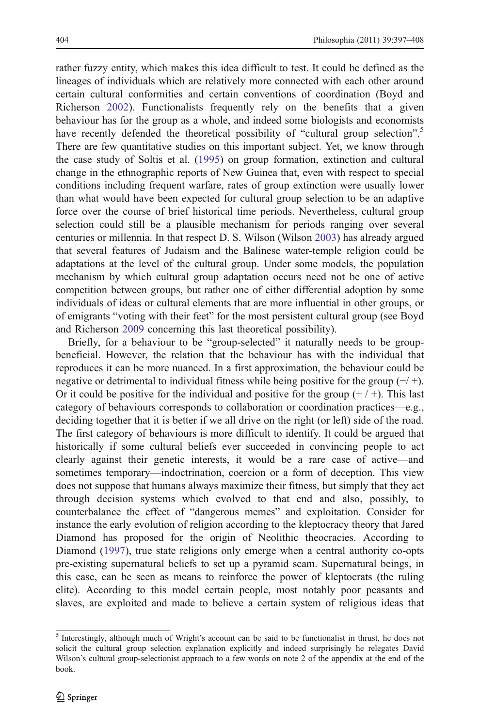rather fuzzy entity, which makes this idea difficult to test. It could be defined as the lineages of individuals which are relatively more connected with each other around certain cultural conformities and certain conventions of coordination (Boyd and Richerson 2002). Functionalists frequently rely on the benefits that a given behaviour has for the group as a whole, and indeed some biologists and economists have recently defended the theoretical possibility of "cultural group selection".[5] There are few quantitative studies on this important subject. Yet, we know through the case study of Soltis et al. (1995) on group formation, extinction and cultural change in the ethnographic reports of New Guinea that, even with respect to special conditions including frequent warfare, rates of group extinction were usually lower than what would have been expected for cultural group selection to be an adaptive force over the course of brief historical time periods. Nevertheless, cultural group selection could still be a plausible mechanism for periods ranging over several centuries or millennia. In that respect D. S. Wilson (Wilson 2003) has already argued that several features of Judaism and the Balinese water-temple religion could be adaptations at the level of the cultural group. Under some models, the population mechanism by which cultural group adaptation occurs need not be one of active competition between groups, but rather one of either differential adoption by some individuals of ideas or cultural elements that are more influential in other groups, or of emigrants "voting with their feet" for the most persistent cultural group (see Boyd and Richerson 2009 concerning this last theoretical possibility).

Briefly, for a behaviour to be "group-selected" it naturally needs to be group-beneficial. However, the relation that the behaviour has with the individual that reproduces it can be more nuanced. In a first approximation, the behaviour could be negative or detrimental to individual fitness while being positive for the group (−/ +). Or it could be positive for the individual and positive for the group (+ / +). This last category of behaviours corresponds to collaboration or coordination practices—e.g., deciding together that it is better if we all drive on the right (or left) side of the road. The first category of behaviours is more difficult to identify. It could be argued that historically if some cultural beliefs ever succeeded in convincing people to act clearly against their genetic interests, it would be a rare case of active—and sometimes temporary—indoctrination, coercion or a form of deception. This view does not suppose that humans always maximize their fitness, but simply that they act through decision systems which evolved to that end and also, possibly, to counterbalance the effect of "dangerous memes" and exploitation. Consider for instance the early evolution of religion according to the kleptocracy theory that Jared Diamond has proposed for the origin of Neolithic theocracies. According to Diamond (1997), true state religions only emerge when a central authority co-opts pre-existing supernatural beliefs to set up a pyramid scam. Supernatural beings, in this case, can be seen as means to reinforce the power of kleptocrats (the ruling elite). According to this model certain people, most notably poor peasants and slaves, are exploited and made to believe a certain system of religious ideas that

[5] Interestingly, although much of Wright's account can be said to be functionalist in thrust, he does not solicit the cultural group selection explanation explicitly and indeed surprisingly he relegates David Wilson's cultural group-selectionist approach to a few words on note 2 of the appendix at the end of the book.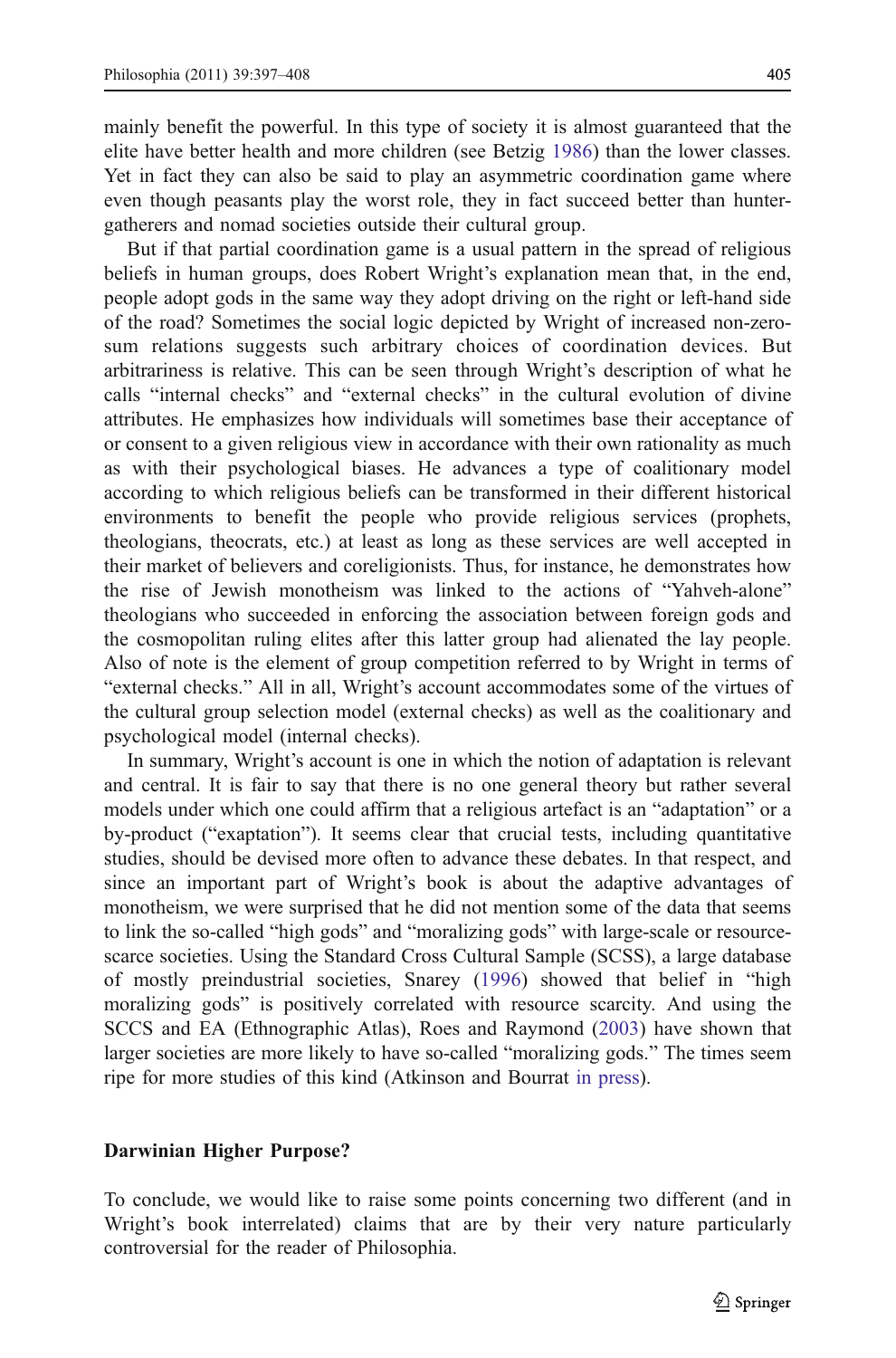mainly benefit the powerful. In this type of society it is almost guaranteed that the elite have better health and more children (see Betzig 1986) than the lower classes. Yet in fact they can also be said to play an asymmetric coordination game where even though peasants play the worst role, they in fact succeed better than hunter-gatherers and nomad societies outside their cultural group.

But if that partial coordination game is a usual pattern in the spread of religious beliefs in human groups, does Robert Wright's explanation mean that, in the end, people adopt gods in the same way they adopt driving on the right or left-hand side of the road? Sometimes the social logic depicted by Wright of increased non-zero-sum relations suggests such arbitrary choices of coordination devices. But arbitrariness is relative. This can be seen through Wright's description of what he calls "internal checks" and "external checks" in the cultural evolution of divine attributes. He emphasizes how individuals will sometimes base their acceptance of or consent to a given religious view in accordance with their own rationality as much as with their psychological biases. He advances a type of coalitionary model according to which religious beliefs can be transformed in their different historical environments to benefit the people who provide religious services (prophets, theologians, theocrats, etc.) at least as long as these services are well accepted in their market of believers and coreligionists. Thus, for instance, he demonstrates how the rise of Jewish monotheism was linked to the actions of "Yahveh-alone" theologians who succeeded in enforcing the association between foreign gods and the cosmopolitan ruling elites after this latter group had alienated the lay people. Also of note is the element of group competition referred to by Wright in terms of "external checks." All in all, Wright's account accommodates some of the virtues of the cultural group selection model (external checks) as well as the coalitionary and psychological model (internal checks).

In summary, Wright's account is one in which the notion of adaptation is relevant and central. It is fair to say that there is no one general theory but rather several models under which one could affirm that a religious artefact is an "adaptation" or a by-product ("exaptation"). It seems clear that crucial tests, including quantitative studies, should be devised more often to advance these debates. In that respect, and since an important part of Wright's book is about the adaptive advantages of monotheism, we were surprised that he did not mention some of the data that seems to link the so-called "high gods" and "moralizing gods" with large-scale or resource-scarce societies. Using the Standard Cross Cultural Sample (SCSS), a large database of mostly preindustrial societies, Snarey (1996) showed that belief in "high moralizing gods" is positively correlated with resource scarcity. And using the SCCS and EA (Ethnographic Atlas), Roes and Raymond (2003) have shown that larger societies are more likely to have so-called "moralizing gods." The times seem ripe for more studies of this kind (Atkinson and Bourrat in press).

## Darwinian Higher Purpose?

To conclude, we would like to raise some points concerning two different (and in Wright's book interrelated) claims that are by their very nature particularly controversial for the reader of Philosophia.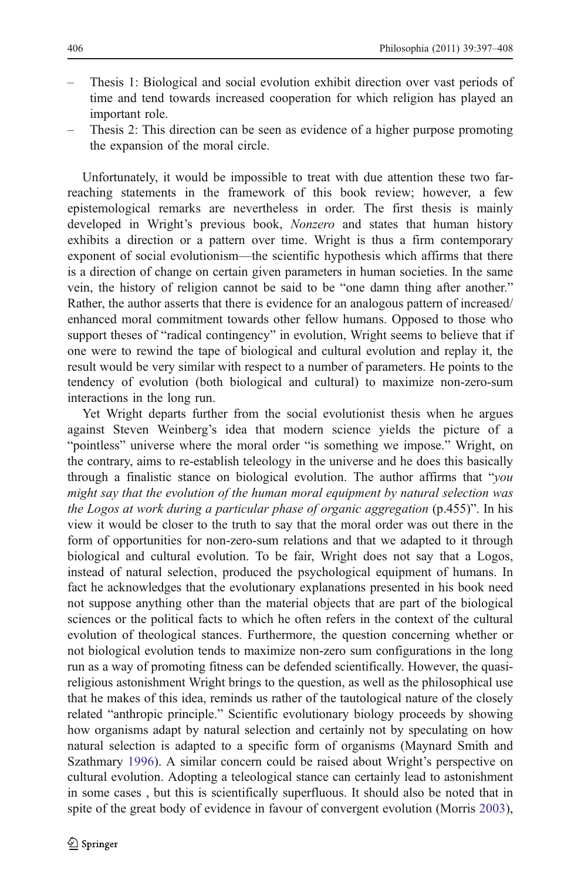- Thesis 1: Biological and social evolution exhibit direction over vast periods of time and tend towards increased cooperation for which religion has played an important role.
- Thesis 2: This direction can be seen as evidence of a higher purpose promoting the expansion of the moral circle.

Unfortunately, it would be impossible to treat with due attention these two far-reaching statements in the framework of this book review; however, a few epistemological remarks are nevertheless in order. The first thesis is mainly developed in Wright's previous book, *Nonzero* and states that human history exhibits a direction or a pattern over time. Wright is thus a firm contemporary exponent of social evolutionism—the scientific hypothesis which affirms that there is a direction of change on certain given parameters in human societies. In the same vein, the history of religion cannot be said to be "one damn thing after another." Rather, the author asserts that there is evidence for an analogous pattern of increased/ enhanced moral commitment towards other fellow humans. Opposed to those who support theses of "radical contingency" in evolution, Wright seems to believe that if one were to rewind the tape of biological and cultural evolution and replay it, the result would be very similar with respect to a number of parameters. He points to the tendency of evolution (both biological and cultural) to maximize non-zero-sum interactions in the long run.

Yet Wright departs further from the social evolutionist thesis when he argues against Steven Weinberg's idea that modern science yields the picture of a "pointless" universe where the moral order "is something we impose." Wright, on the contrary, aims to re-establish teleology in the universe and he does this basically through a finalistic stance on biological evolution. The author affirms that "*you might say that the evolution of the human moral equipment by natural selection was the Logos at work during a particular phase of organic aggregation* (p.455)". In his view it would be closer to the truth to say that the moral order was out there in the form of opportunities for non-zero-sum relations and that we adapted to it through biological and cultural evolution. To be fair, Wright does not say that a Logos, instead of natural selection, produced the psychological equipment of humans. In fact he acknowledges that the evolutionary explanations presented in his book need not suppose anything other than the material objects that are part of the biological sciences or the political facts to which he often refers in the context of the cultural evolution of theological stances. Furthermore, the question concerning whether or not biological evolution tends to maximize non-zero sum configurations in the long run as a way of promoting fitness can be defended scientifically. However, the quasi-religious astonishment Wright brings to the question, as well as the philosophical use that he makes of this idea, reminds us rather of the tautological nature of the closely related "anthropic principle." Scientific evolutionary biology proceeds by showing how organisms adapt by natural selection and certainly not by speculating on how natural selection is adapted to a specific form of organisms (Maynard Smith and Szathmary 1996). A similar concern could be raised about Wright's perspective on cultural evolution. Adopting a teleological stance can certainly lead to astonishment in some cases , but this is scientifically superfluous. It should also be noted that in spite of the great body of evidence in favour of convergent evolution (Morris 2003),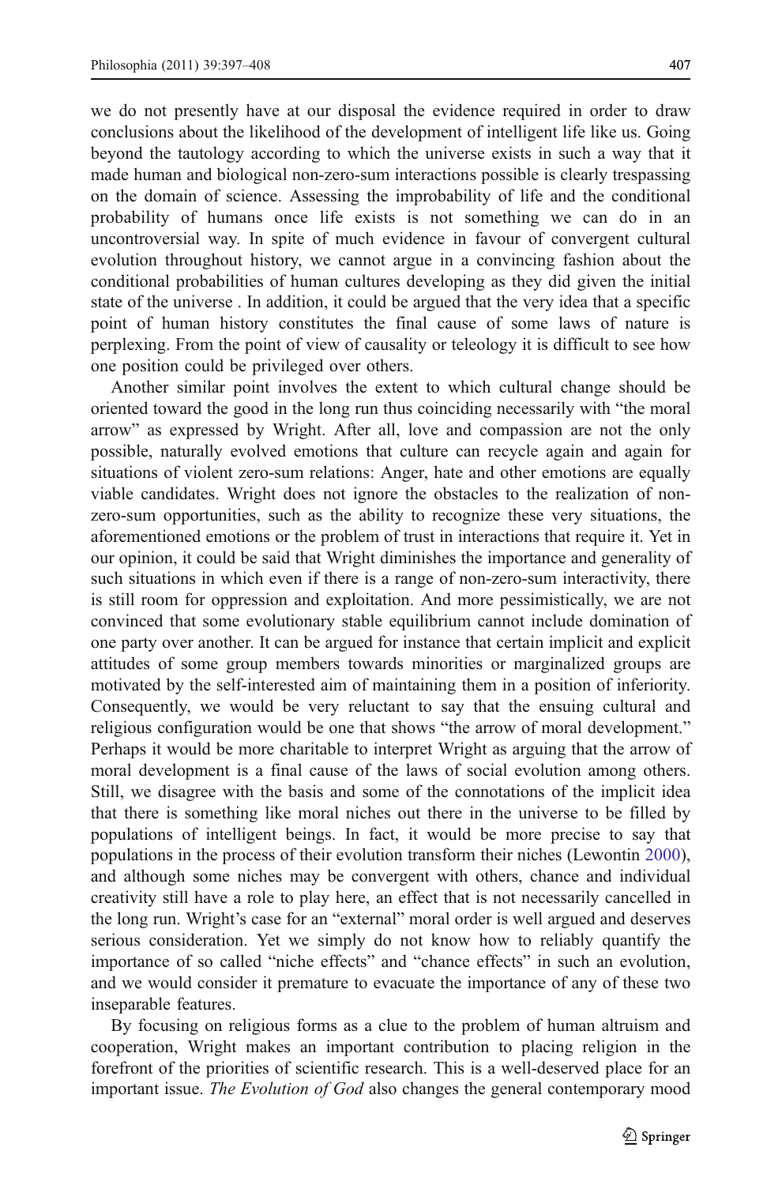we do not presently have at our disposal the evidence required in order to draw conclusions about the likelihood of the development of intelligent life like us. Going beyond the tautology according to which the universe exists in such a way that it made human and biological non-zero-sum interactions possible is clearly trespassing on the domain of science. Assessing the improbability of life and the conditional probability of humans once life exists is not something we can do in an uncontroversial way. In spite of much evidence in favour of convergent cultural evolution throughout history, we cannot argue in a convincing fashion about the conditional probabilities of human cultures developing as they did given the initial state of the universe . In addition, it could be argued that the very idea that a specific point of human history constitutes the final cause of some laws of nature is perplexing. From the point of view of causality or teleology it is difficult to see how one position could be privileged over others.

Another similar point involves the extent to which cultural change should be oriented toward the good in the long run thus coinciding necessarily with "the moral arrow" as expressed by Wright. After all, love and compassion are not the only possible, naturally evolved emotions that culture can recycle again and again for situations of violent zero-sum relations: Anger, hate and other emotions are equally viable candidates. Wright does not ignore the obstacles to the realization of non-zero-sum opportunities, such as the ability to recognize these very situations, the aforementioned emotions or the problem of trust in interactions that require it. Yet in our opinion, it could be said that Wright diminishes the importance and generality of such situations in which even if there is a range of non-zero-sum interactivity, there is still room for oppression and exploitation. And more pessimistically, we are not convinced that some evolutionary stable equilibrium cannot include domination of one party over another. It can be argued for instance that certain implicit and explicit attitudes of some group members towards minorities or marginalized groups are motivated by the self-interested aim of maintaining them in a position of inferiority. Consequently, we would be very reluctant to say that the ensuing cultural and religious configuration would be one that shows "the arrow of moral development." Perhaps it would be more charitable to interpret Wright as arguing that the arrow of moral development is a final cause of the laws of social evolution among others. Still, we disagree with the basis and some of the connotations of the implicit idea that there is something like moral niches out there in the universe to be filled by populations of intelligent beings. In fact, it would be more precise to say that populations in the process of their evolution transform their niches (Lewontin 2000), and although some niches may be convergent with others, chance and individual creativity still have a role to play here, an effect that is not necessarily cancelled in the long run. Wright's case for an "external" moral order is well argued and deserves serious consideration. Yet we simply do not know how to reliably quantify the importance of so called "niche effects" and "chance effects" in such an evolution, and we would consider it premature to evacuate the importance of any of these two inseparable features.

By focusing on religious forms as a clue to the problem of human altruism and cooperation, Wright makes an important contribution to placing religion in the forefront of the priorities of scientific research. This is a well-deserved place for an important issue. *The Evolution of God* also changes the general contemporary mood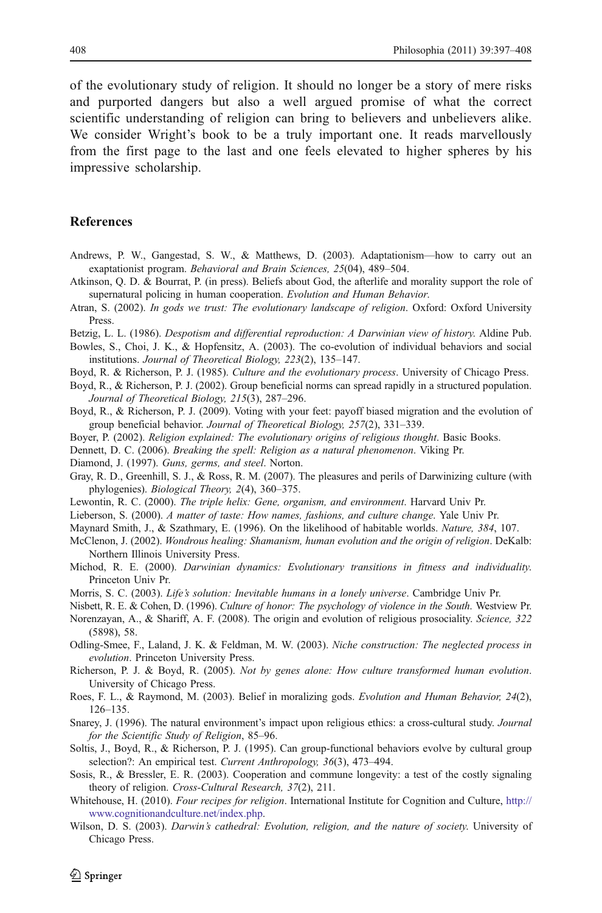of the evolutionary study of religion. It should no longer be a story of mere risks and purported dangers but also a well argued promise of what the correct scientific understanding of religion can bring to believers and unbelievers alike. We consider Wright's book to be a truly important one. It reads marvellously from the first page to the last and one feels elevated to higher spheres by his impressive scholarship.

## References

Andrews, P. W., Gangestad, S. W., & Matthews, D. (2003). Adaptationism—how to carry out an exaptationist program. *Behavioral and Brain Sciences, 25*(04), 489–504.

Atkinson, Q. D. & Bourrat, P. (in press). Beliefs about God, the afterlife and morality support the role of supernatural policing in human cooperation. *Evolution and Human Behavior*.

Atran, S. (2002). *In gods we trust: The evolutionary landscape of religion*. Oxford: Oxford University Press.

Betzig, L. L. (1986). *Despotism and differential reproduction: A Darwinian view of history*. Aldine Pub.

Bowles, S., Choi, J. K., & Hopfensitz, A. (2003). The co-evolution of individual behaviors and social institutions. *Journal of Theoretical Biology, 223*(2), 135–147.

Boyd, R. & Richerson, P. J. (1985). *Culture and the evolutionary process*. University of Chicago Press.

Boyd, R., & Richerson, P. J. (2002). Group beneficial norms can spread rapidly in a structured population. *Journal of Theoretical Biology, 215*(3), 287–296.

Boyd, R., & Richerson, P. J. (2009). Voting with your feet: payoff biased migration and the evolution of group beneficial behavior. *Journal of Theoretical Biology, 257*(2), 331–339.

Boyer, P. (2002). *Religion explained: The evolutionary origins of religious thought*. Basic Books.

Dennett, D. C. (2006). *Breaking the spell: Religion as a natural phenomenon*. Viking Pr.

Diamond, J. (1997). *Guns, germs, and steel*. Norton.

Gray, R. D., Greenhill, S. J., & Ross, R. M. (2007). The pleasures and perils of Darwinizing culture (with phylogenies). *Biological Theory, 2*(4), 360–375.

Lewontin, R. C. (2000). *The triple helix: Gene, organism, and environment*. Harvard Univ Pr.

Lieberson, S. (2000). *A matter of taste: How names, fashions, and culture change*. Yale Univ Pr.

Maynard Smith, J., & Szathmary, E. (1996). On the likelihood of habitable worlds. *Nature, 384*, 107.

McClenon, J. (2002). *Wondrous healing: Shamanism, human evolution and the origin of religion*. DeKalb: Northern Illinois University Press.

Michod, R. E. (2000). *Darwinian dynamics: Evolutionary transitions in fitness and individuality*. Princeton Univ Pr.

Morris, S. C. (2003). *Life's solution: Inevitable humans in a lonely universe*. Cambridge Univ Pr.

Nisbett, R. E. & Cohen, D. (1996). *Culture of honor: The psychology of violence in the South*. Westview Pr.

Norenzayan, A., & Shariff, A. F. (2008). The origin and evolution of religious prosociality. *Science, 322* (5898), 58.

Odling-Smee, F., Laland, J. K. & Feldman, M. W. (2003). *Niche construction: The neglected process in evolution*. Princeton University Press.

Richerson, P. J. & Boyd, R. (2005). *Not by genes alone: How culture transformed human evolution*. University of Chicago Press.

Roes, F. L., & Raymond, M. (2003). Belief in moralizing gods. *Evolution and Human Behavior, 24*(2), 126–135.

Snarey, J. (1996). The natural environment's impact upon religious ethics: a cross-cultural study. *Journal for the Scientific Study of Religion*, 85–96.

Soltis, J., Boyd, R., & Richerson, P. J. (1995). Can group-functional behaviors evolve by cultural group selection?: An empirical test. *Current Anthropology, 36*(3), 473–494.

Sosis, R., & Bressler, E. R. (2003). Cooperation and commune longevity: a test of the costly signaling theory of religion. *Cross-Cultural Research, 37*(2), 211.

Whitehouse, H. (2010). *Four recipes for religion*. International Institute for Cognition and Culture, http://www.cognitionandculture.net/index.php.

Wilson, D. S. (2003). *Darwin's cathedral: Evolution, religion, and the nature of society*. University of Chicago Press.